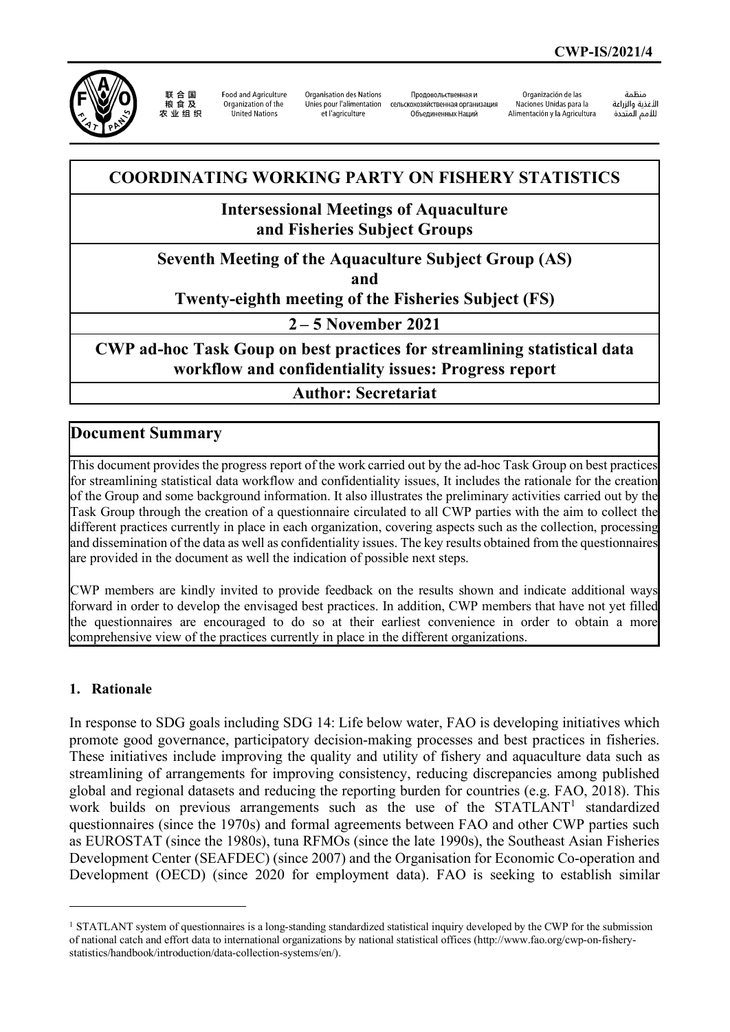CWP-IS/2021/4

联合国粮食及农业组织 | Food and Agriculture Organization of the United Nations | Organisation des Nations Unies pour l'alimentation et l'agriculture | Продовольственная и сельскохозяйственная организация Объединенных Наций | Organización de las Naciones Unidas para la Alimentación y la Agricultura | منظمة الأغذية والزراعة للأمم المتحدة

# COORDINATING WORKING PARTY ON FISHERY STATISTICS

## Intersessional Meetings of Aquaculture and Fisheries Subject Groups

## Seventh Meeting of the Aquaculture Subject Group (AS) and Twenty-eighth meeting of the Fisheries Subject (FS)

## 2 – 5 November 2021

## CWP ad-hoc Task Goup on best practices for streamlining statistical data workflow and confidentiality issues: Progress report

## Author: Secretariat

## Document Summary

This document provides the progress report of the work carried out by the ad-hoc Task Group on best practices for streamlining statistical data workflow and confidentiality issues, It includes the rationale for the creation of the Group and some background information. It also illustrates the preliminary activities carried out by the Task Group through the creation of a questionnaire circulated to all CWP parties with the aim to collect the different practices currently in place in each organization, covering aspects such as the collection, processing and dissemination of the data as well as confidentiality issues. The key results obtained from the questionnaires are provided in the document as well the indication of possible next steps.

CWP members are kindly invited to provide feedback on the results shown and indicate additional ways forward in order to develop the envisaged best practices. In addition, CWP members that have not yet filled the questionnaires are encouraged to do so at their earliest convenience in order to obtain a more comprehensive view of the practices currently in place in the different organizations.

### 1. Rationale

In response to SDG goals including SDG 14: Life below water, FAO is developing initiatives which promote good governance, participatory decision-making processes and best practices in fisheries. These initiatives include improving the quality and utility of fishery and aquaculture data such as streamlining of arrangements for improving consistency, reducing discrepancies among published global and regional datasets and reducing the reporting burden for countries (e.g. FAO, 2018). This work builds on previous arrangements such as the use of the STATLANT[1] standardized questionnaires (since the 1970s) and formal agreements between FAO and other CWP parties such as EUROSTAT (since the 1980s), tuna RFMOs (since the late 1990s), the Southeast Asian Fisheries Development Center (SEAFDEC) (since 2007) and the Organisation for Economic Co-operation and Development (OECD) (since 2020 for employment data). FAO is seeking to establish similar

[1] STATLANT system of questionnaires is a long-standing standardized statistical inquiry developed by the CWP for the submission of national catch and effort data to international organizations by national statistical offices (http://www.fao.org/cwp-on-fishery-statistics/handbook/introduction/data-collection-systems/en/).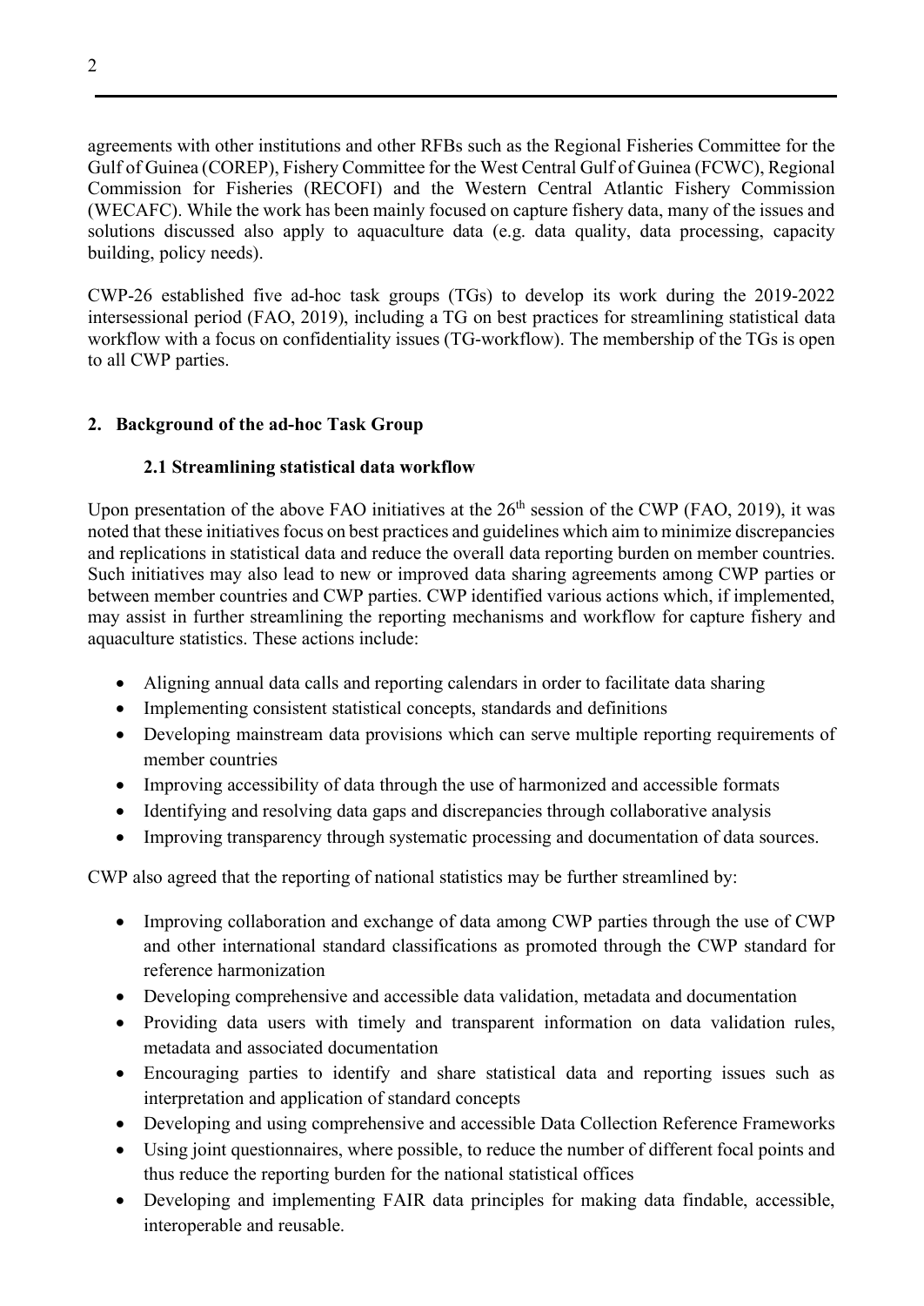agreements with other institutions and other RFBs such as the Regional Fisheries Committee for the Gulf of Guinea (COREP), Fishery Committee for the West Central Gulf of Guinea (FCWC), Regional Commission for Fisheries (RECOFI) and the Western Central Atlantic Fishery Commission (WECAFC). While the work has been mainly focused on capture fishery data, many of the issues and solutions discussed also apply to aquaculture data (e.g. data quality, data processing, capacity building, policy needs).

CWP-26 established five ad-hoc task groups (TGs) to develop its work during the 2019-2022 intersessional period (FAO, 2019), including a TG on best practices for streamlining statistical data workflow with a focus on confidentiality issues (TG-workflow). The membership of the TGs is open to all CWP parties.

## 2. Background of the ad-hoc Task Group

### 2.1 Streamlining statistical data workflow

Upon presentation of the above FAO initiatives at the 26th session of the CWP (FAO, 2019), it was noted that these initiatives focus on best practices and guidelines which aim to minimize discrepancies and replications in statistical data and reduce the overall data reporting burden on member countries. Such initiatives may also lead to new or improved data sharing agreements among CWP parties or between member countries and CWP parties. CWP identified various actions which, if implemented, may assist in further streamlining the reporting mechanisms and workflow for capture fishery and aquaculture statistics. These actions include:

- Aligning annual data calls and reporting calendars in order to facilitate data sharing
- Implementing consistent statistical concepts, standards and definitions
- Developing mainstream data provisions which can serve multiple reporting requirements of member countries
- Improving accessibility of data through the use of harmonized and accessible formats
- Identifying and resolving data gaps and discrepancies through collaborative analysis
- Improving transparency through systematic processing and documentation of data sources.

CWP also agreed that the reporting of national statistics may be further streamlined by:

- Improving collaboration and exchange of data among CWP parties through the use of CWP and other international standard classifications as promoted through the CWP standard for reference harmonization
- Developing comprehensive and accessible data validation, metadata and documentation
- Providing data users with timely and transparent information on data validation rules, metadata and associated documentation
- Encouraging parties to identify and share statistical data and reporting issues such as interpretation and application of standard concepts
- Developing and using comprehensive and accessible Data Collection Reference Frameworks
- Using joint questionnaires, where possible, to reduce the number of different focal points and thus reduce the reporting burden for the national statistical offices
- Developing and implementing FAIR data principles for making data findable, accessible, interoperable and reusable.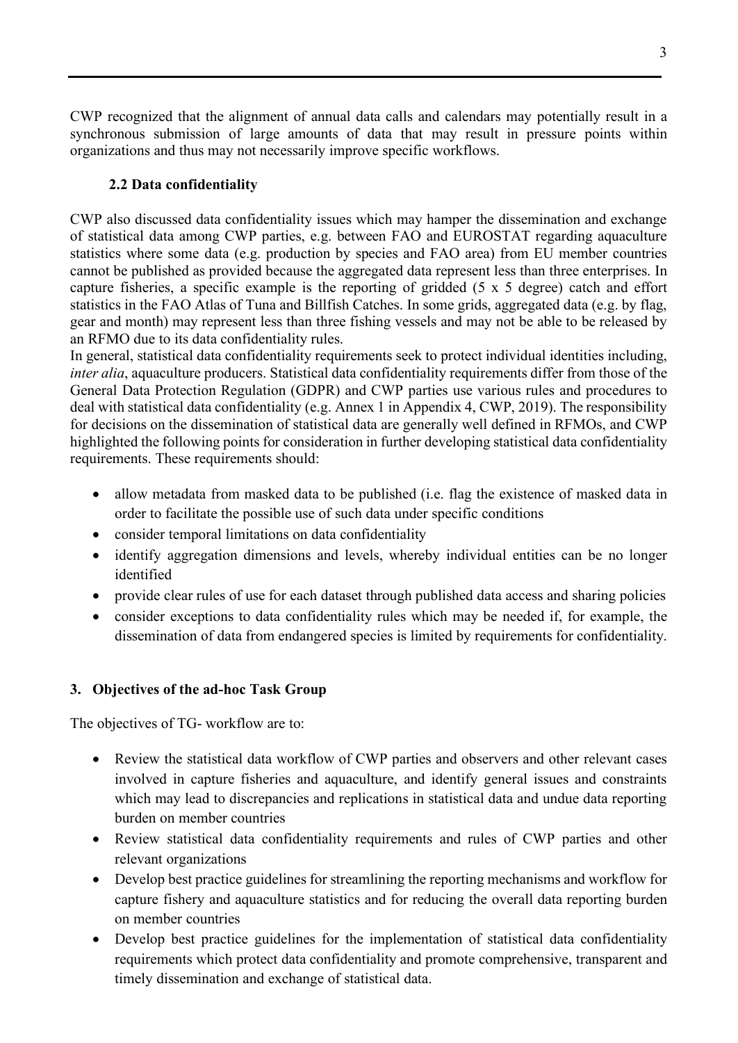CWP recognized that the alignment of annual data calls and calendars may potentially result in a synchronous submission of large amounts of data that may result in pressure points within organizations and thus may not necessarily improve specific workflows.

### 2.2 Data confidentiality

CWP also discussed data confidentiality issues which may hamper the dissemination and exchange of statistical data among CWP parties, e.g. between FAO and EUROSTAT regarding aquaculture statistics where some data (e.g. production by species and FAO area) from EU member countries cannot be published as provided because the aggregated data represent less than three enterprises. In capture fisheries, a specific example is the reporting of gridded (5 x 5 degree) catch and effort statistics in the FAO Atlas of Tuna and Billfish Catches. In some grids, aggregated data (e.g. by flag, gear and month) may represent less than three fishing vessels and may not be able to be released by an RFMO due to its data confidentiality rules.

In general, statistical data confidentiality requirements seek to protect individual identities including, *inter alia*, aquaculture producers. Statistical data confidentiality requirements differ from those of the General Data Protection Regulation (GDPR) and CWP parties use various rules and procedures to deal with statistical data confidentiality (e.g. Annex 1 in Appendix 4, CWP, 2019). The responsibility for decisions on the dissemination of statistical data are generally well defined in RFMOs, and CWP highlighted the following points for consideration in further developing statistical data confidentiality requirements. These requirements should:

- allow metadata from masked data to be published (i.e. flag the existence of masked data in order to facilitate the possible use of such data under specific conditions
- consider temporal limitations on data confidentiality
- identify aggregation dimensions and levels, whereby individual entities can be no longer identified
- provide clear rules of use for each dataset through published data access and sharing policies
- consider exceptions to data confidentiality rules which may be needed if, for example, the dissemination of data from endangered species is limited by requirements for confidentiality.

## 3. Objectives of the ad-hoc Task Group

The objectives of TG- workflow are to:

- Review the statistical data workflow of CWP parties and observers and other relevant cases involved in capture fisheries and aquaculture, and identify general issues and constraints which may lead to discrepancies and replications in statistical data and undue data reporting burden on member countries
- Review statistical data confidentiality requirements and rules of CWP parties and other relevant organizations
- Develop best practice guidelines for streamlining the reporting mechanisms and workflow for capture fishery and aquaculture statistics and for reducing the overall data reporting burden on member countries
- Develop best practice guidelines for the implementation of statistical data confidentiality requirements which protect data confidentiality and promote comprehensive, transparent and timely dissemination and exchange of statistical data.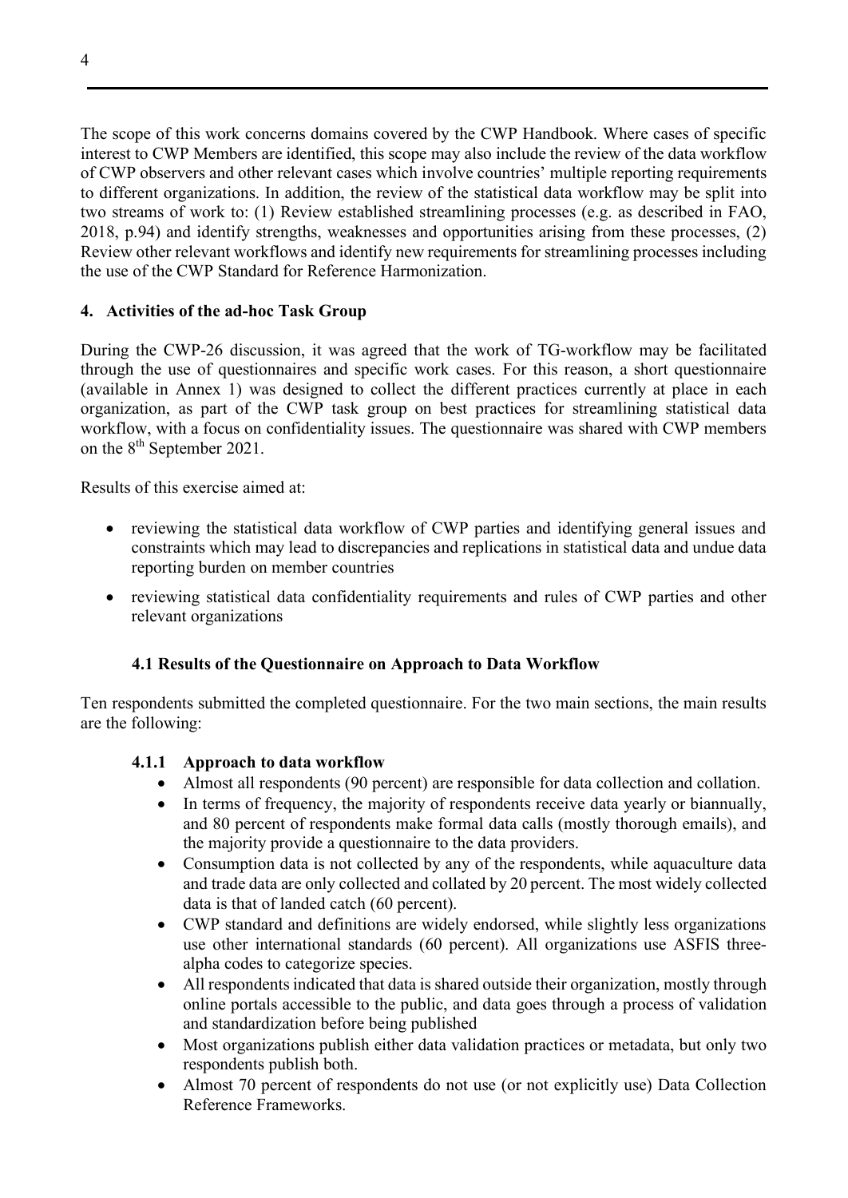The scope of this work concerns domains covered by the CWP Handbook. Where cases of specific interest to CWP Members are identified, this scope may also include the review of the data workflow of CWP observers and other relevant cases which involve countries' multiple reporting requirements to different organizations. In addition, the review of the statistical data workflow may be split into two streams of work to: (1) Review established streamlining processes (e.g. as described in FAO, 2018, p.94) and identify strengths, weaknesses and opportunities arising from these processes, (2) Review other relevant workflows and identify new requirements for streamlining processes including the use of the CWP Standard for Reference Harmonization.

## 4. Activities of the ad-hoc Task Group

During the CWP-26 discussion, it was agreed that the work of TG-workflow may be facilitated through the use of questionnaires and specific work cases. For this reason, a short questionnaire (available in Annex 1) was designed to collect the different practices currently at place in each organization, as part of the CWP task group on best practices for streamlining statistical data workflow, with a focus on confidentiality issues. The questionnaire was shared with CWP members on the 8th September 2021.

Results of this exercise aimed at:

- reviewing the statistical data workflow of CWP parties and identifying general issues and constraints which may lead to discrepancies and replications in statistical data and undue data reporting burden on member countries
- reviewing statistical data confidentiality requirements and rules of CWP parties and other relevant organizations

### 4.1 Results of the Questionnaire on Approach to Data Workflow

Ten respondents submitted the completed questionnaire. For the two main sections, the main results are the following:

#### 4.1.1 Approach to data workflow

- Almost all respondents (90 percent) are responsible for data collection and collation.
- In terms of frequency, the majority of respondents receive data yearly or biannually, and 80 percent of respondents make formal data calls (mostly thorough emails), and the majority provide a questionnaire to the data providers.
- Consumption data is not collected by any of the respondents, while aquaculture data and trade data are only collected and collated by 20 percent. The most widely collected data is that of landed catch (60 percent).
- CWP standard and definitions are widely endorsed, while slightly less organizations use other international standards (60 percent). All organizations use ASFIS three-alpha codes to categorize species.
- All respondents indicated that data is shared outside their organization, mostly through online portals accessible to the public, and data goes through a process of validation and standardization before being published
- Most organizations publish either data validation practices or metadata, but only two respondents publish both.
- Almost 70 percent of respondents do not use (or not explicitly use) Data Collection Reference Frameworks.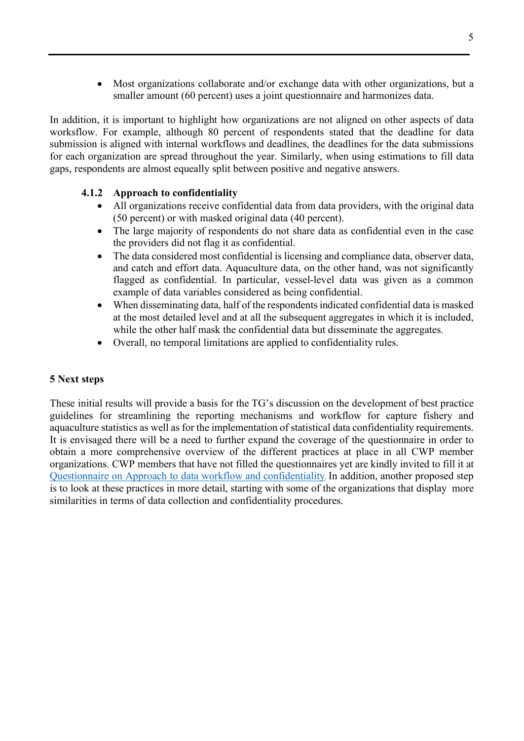- Most organizations collaborate and/or exchange data with other organizations, but a smaller amount (60 percent) uses a joint questionnaire and harmonizes data.

In addition, it is important to highlight how organizations are not aligned on other aspects of data worksflow. For example, although 80 percent of respondents stated that the deadline for data submission is aligned with internal workflows and deadlines, the deadlines for the data submissions for each organization are spread throughout the year. Similarly, when using estimations to fill data gaps, respondents are almost equeally split between positive and negative answers.

### 4.1.2 Approach to confidentiality

- All organizations receive confidential data from data providers, with the original data (50 percent) or with masked original data (40 percent).
- The large majority of respondents do not share data as confidential even in the case the providers did not flag it as confidential.
- The data considered most confidential is licensing and compliance data, observer data, and catch and effort data. Aquaculture data, on the other hand, was not significantly flagged as confidential. In particular, vessel-level data was given as a common example of data variables considered as being confidential.
- When disseminating data, half of the respondents indicated confidential data is masked at the most detailed level and at all the subsequent aggregates in which it is included, while the other half mask the confidential data but disseminate the aggregates.
- Overall, no temporal limitations are applied to confidentiality rules.

## 5 Next steps

These initial results will provide a basis for the TG's discussion on the development of best practice guidelines for streamlining the reporting mechanisms and workflow for capture fishery and aquaculture statistics as well as for the implementation of statistical data confidentiality requirements. It is envisaged there will be a need to further expand the coverage of the questionnaire in order to obtain a more comprehensive overview of the different practices at place in all CWP member organizations. CWP members that have not filled the questionnaires yet are kindly invited to fill it at Questionnaire on Approach to data workflow and confidentiality. In addition, another proposed step is to look at these practices in more detail, starting with some of the organizations that display more similarities in terms of data collection and confidentiality procedures.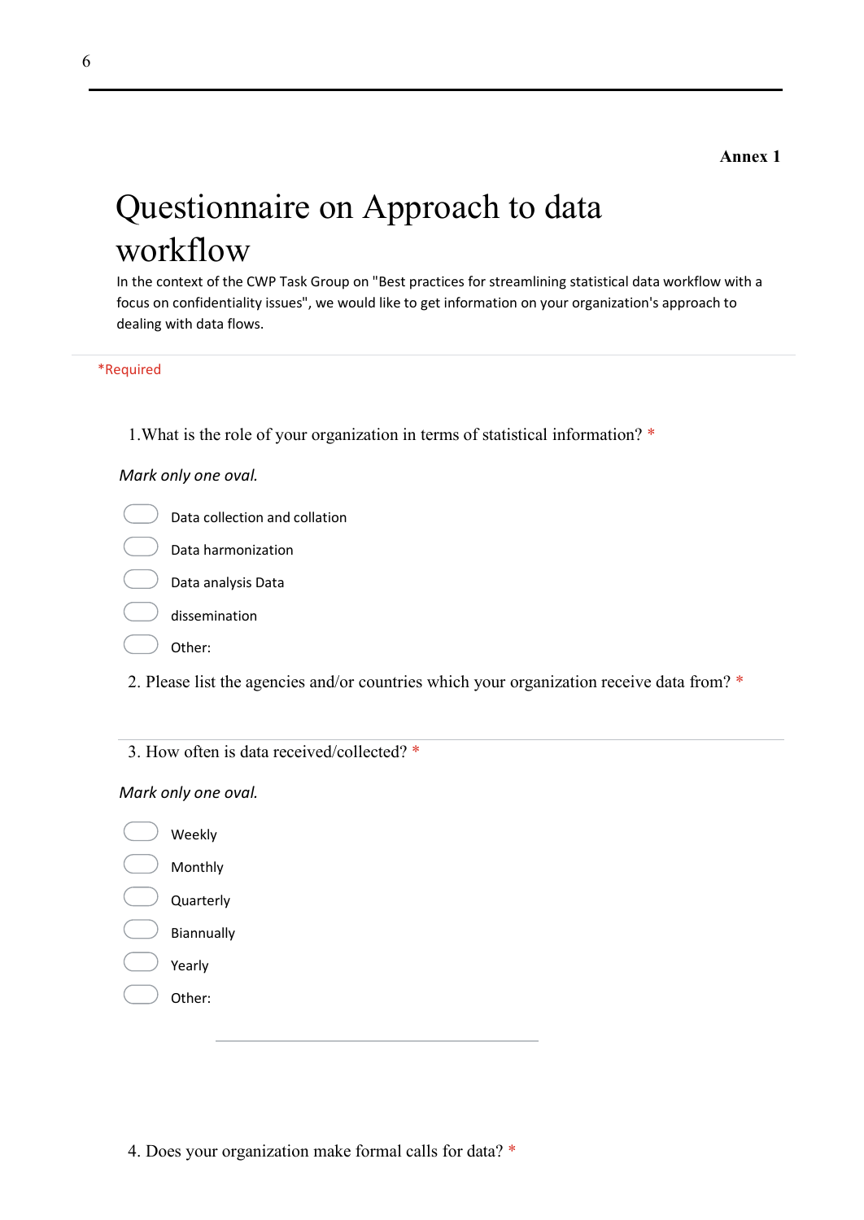**Annex 1**

# Questionnaire on Approach to data workflow

In the context of the CWP Task Group on "Best practices for streamlining statistical data workflow with a focus on confidentiality issues", we would like to get information on your organization's approach to dealing with data flows.

*Required

1.What is the role of your organization in terms of statistical information? *

*Mark only one oval.*

- Data collection and collation
- Data harmonization
- Data analysis Data
- dissemination
- Other:

2. Please list the agencies and/or countries which your organization receive data from? *

3. How often is data received/collected? *

*Mark only one oval.*

- Weekly
- Monthly
- Quarterly
- Biannually
- Yearly
- Other:

4. Does your organization make formal calls for data? *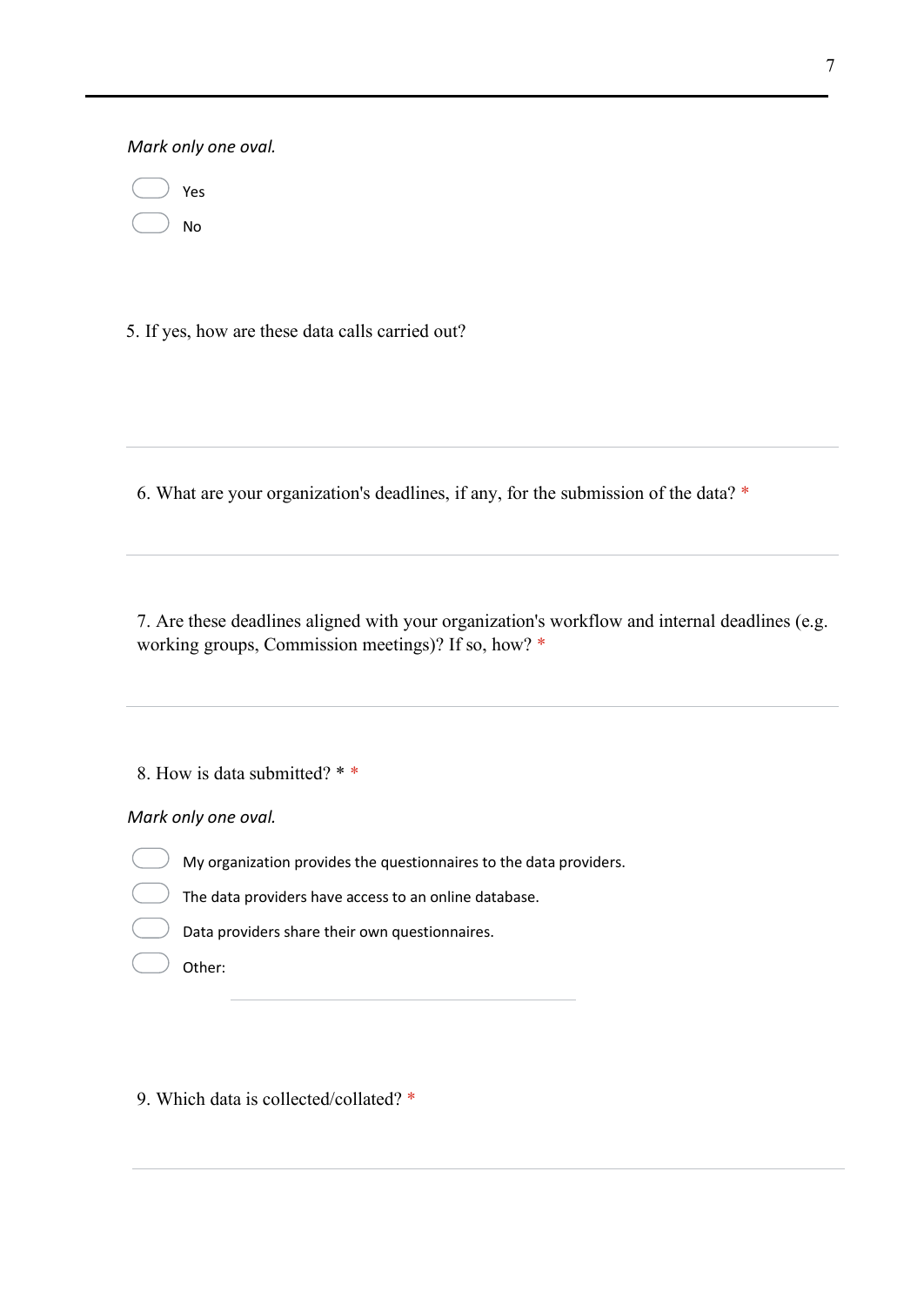*Mark only one oval.*

- ( ) Yes
- ( ) No

5. If yes, how are these data calls carried out?

---

6. What are your organization's deadlines, if any, for the submission of the data? *

---

7. Are these deadlines aligned with your organization's workflow and internal deadlines (e.g. working groups, Commission meetings)? If so, how? *

---

8. How is data submitted? * *

*Mark only one oval.*

- ( ) My organization provides the questionnaires to the data providers.
- ( ) The data providers have access to an online database.
- ( ) Data providers share their own questionnaires.
- ( ) Other: ____________________

9. Which data is collected/collated? *

---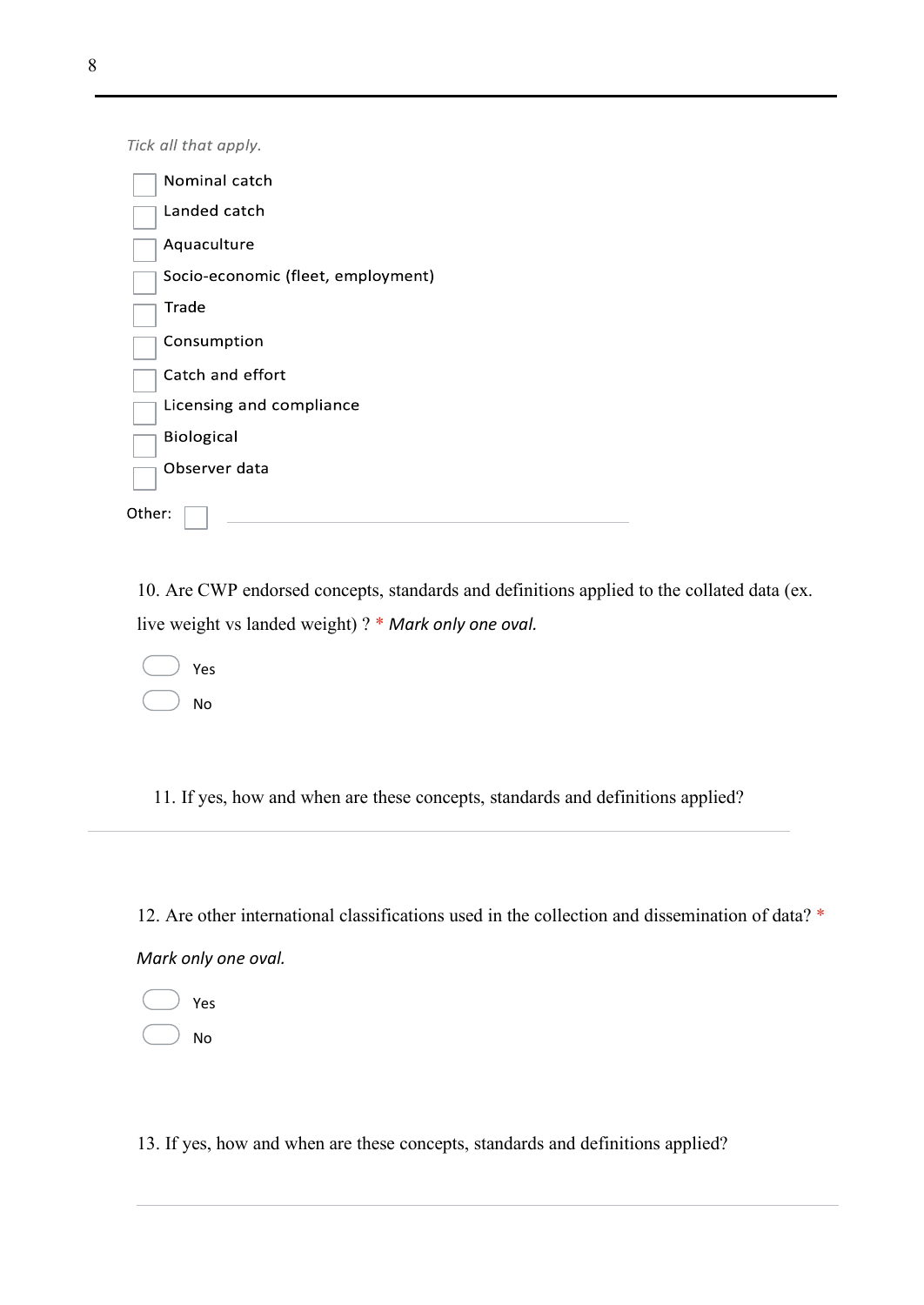*Tick all that apply.*

- [ ] Nominal catch
- [ ] Landed catch
- [ ] Aquaculture
- [ ] Socio-economic (fleet, employment)
- [ ] Trade
- [ ] Consumption
- [ ] Catch and effort
- [ ] Licensing and compliance
- [ ] Biological
- [ ] Observer data

Other: [ ] ____________________

10. Are CWP endorsed concepts, standards and definitions applied to the collated data (ex. live weight vs landed weight) ? * *Mark only one oval.*

- ( ) Yes
- ( ) No

11. If yes, how and when are these concepts, standards and definitions applied?

____________________

12. Are other international classifications used in the collection and dissemination of data? *

*Mark only one oval.*

- ( ) Yes
- ( ) No

13. If yes, how and when are these concepts, standards and definitions applied?

____________________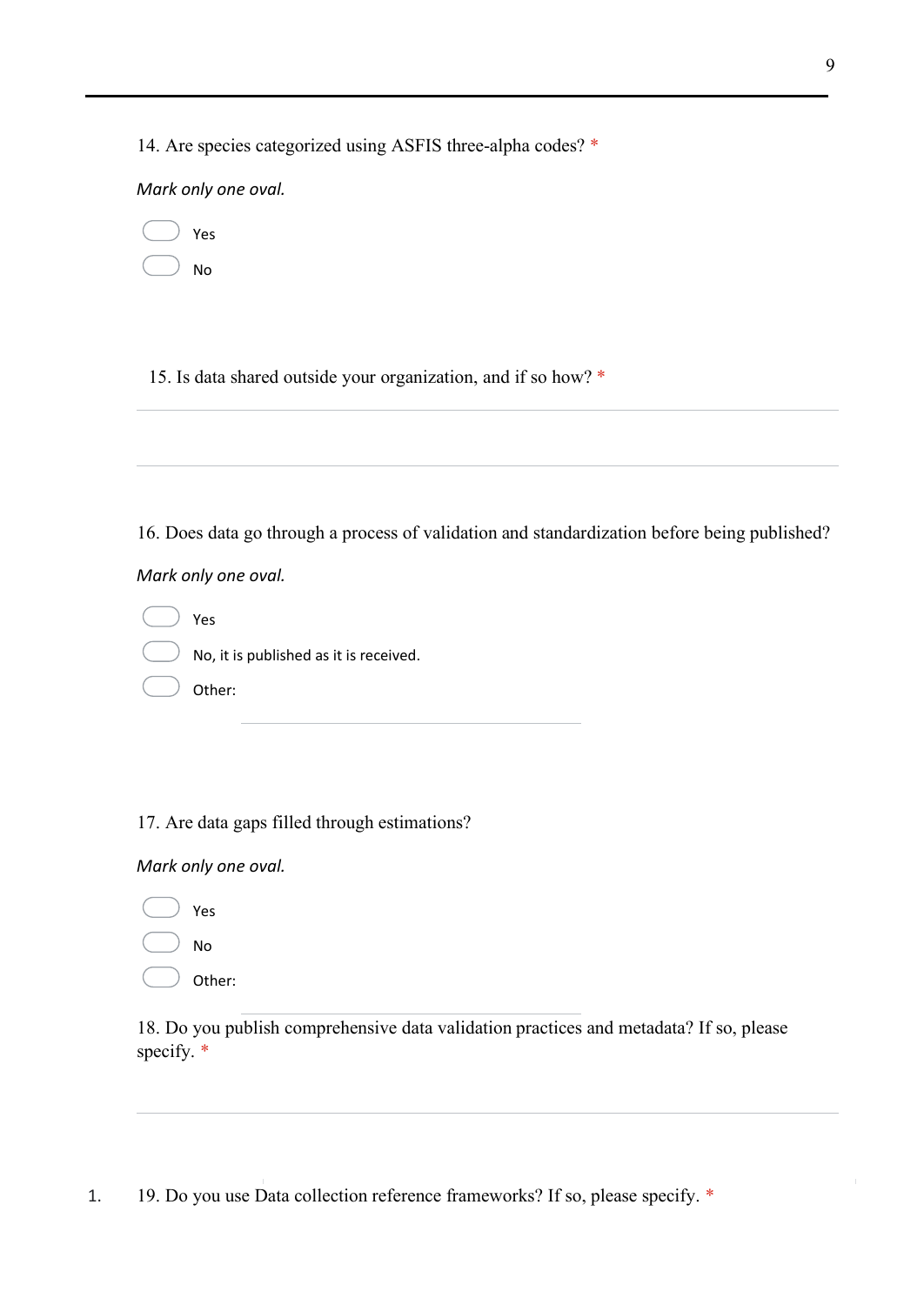14. Are species categorized using ASFIS three-alpha codes? *

*Mark only one oval.*

- Yes
- No

15. Is data shared outside your organization, and if so how? *

16. Does data go through a process of validation and standardization before being published?

*Mark only one oval.*

- Yes
- No, it is published as it is received.
- Other:

17. Are data gaps filled through estimations?

*Mark only one oval.*

- Yes
- No
- Other:

18. Do you publish comprehensive data validation practices and metadata? If so, please specify. *

1. 19. Do you use Data collection reference frameworks? If so, please specify. *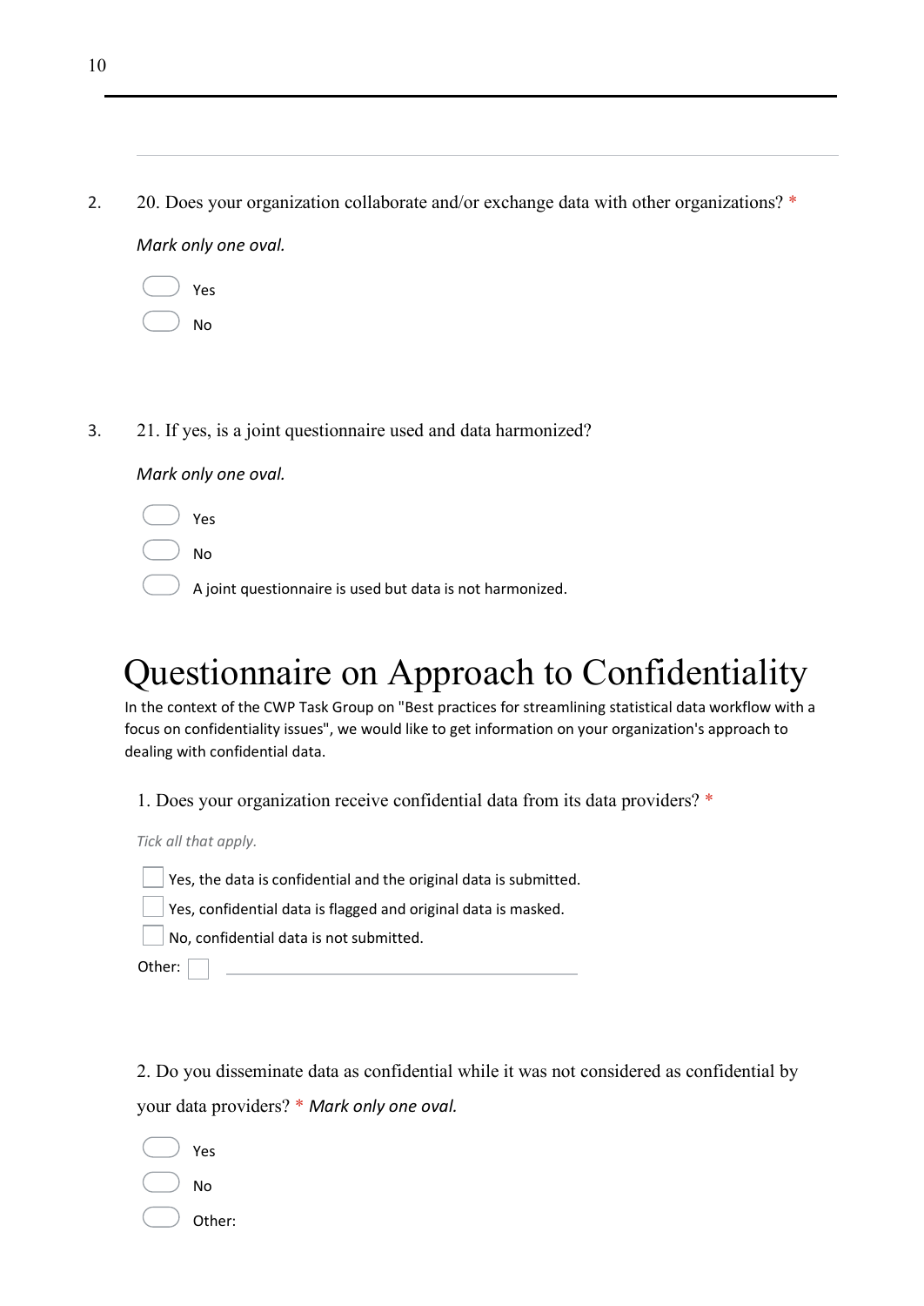2. 20. Does your organization collaborate and/or exchange data with other organizations? *

*Mark only one oval.*

- ◯ Yes
- ◯ No

3. 21. If yes, is a joint questionnaire used and data harmonized?

*Mark only one oval.*

- ◯ Yes
- ◯ No
- ◯ A joint questionnaire is used but data is not harmonized.

# Questionnaire on Approach to Confidentiality

In the context of the CWP Task Group on "Best practices for streamlining statistical data workflow with a focus on confidentiality issues", we would like to get information on your organization's approach to dealing with confidential data.

1. Does your organization receive confidential data from its data providers? *

*Tick all that apply.*

- ☐ Yes, the data is confidential and the original data is submitted.
- ☐ Yes, confidential data is flagged and original data is masked.
- ☐ No, confidential data is not submitted.
- Other: ☐ \_\_\_\_\_\_\_\_\_\_\_\_\_\_\_\_\_\_\_\_

2. Do you disseminate data as confidential while it was not considered as confidential by your data providers? * *Mark only one oval.*

- ◯ Yes
- ◯ No
- ◯ Other: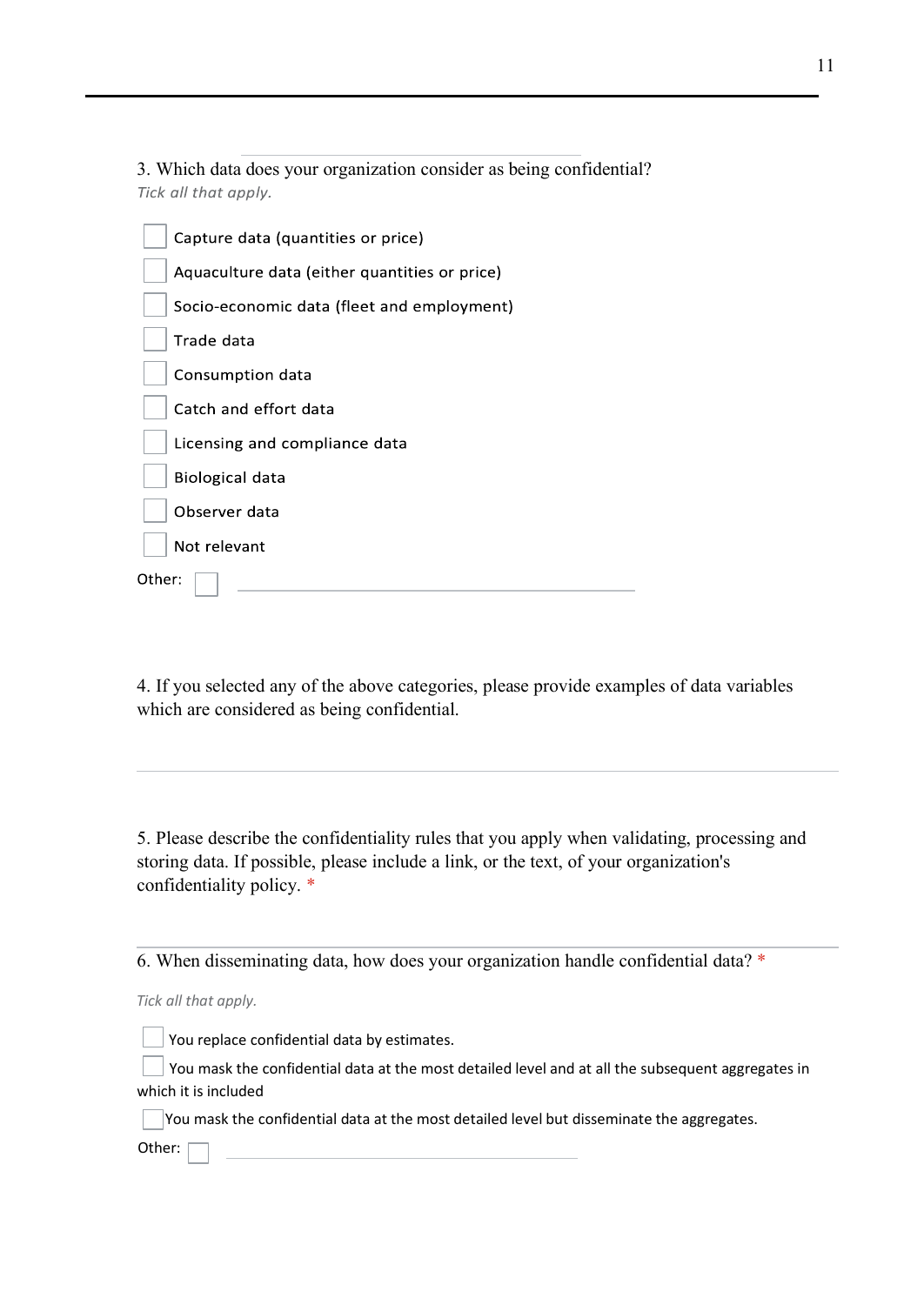3. Which data does your organization consider as being confidential?

*Tick all that apply.*

- [ ] Capture data (quantities or price)
- [ ] Aquaculture data (either quantities or price)
- [ ] Socio-economic data (fleet and employment)
- [ ] Trade data
- [ ] Consumption data
- [ ] Catch and effort data
- [ ] Licensing and compliance data
- [ ] Biological data
- [ ] Observer data
- [ ] Not relevant

Other: [ ] ______________________

4. If you selected any of the above categories, please provide examples of data variables which are considered as being confidential.

______________________

5. Please describe the confidentiality rules that you apply when validating, processing and storing data. If possible, please include a link, or the text, of your organization's confidentiality policy. *

______________________

6. When disseminating data, how does your organization handle confidential data? *

*Tick all that apply.*

- [ ] You replace confidential data by estimates.
- [ ] You mask the confidential data at the most detailed level and at all the subsequent aggregates in which it is included
- [ ] You mask the confidential data at the most detailed level but disseminate the aggregates.

Other: [ ] ______________________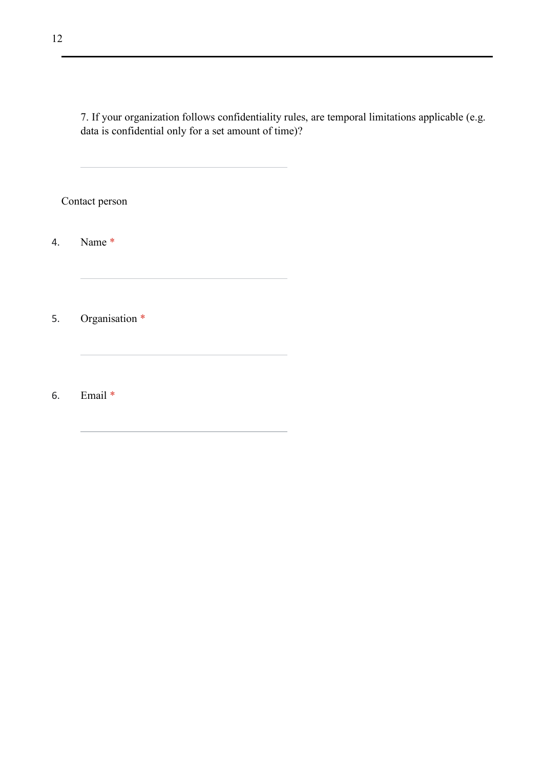7. If your organization follows confidentiality rules, are temporal limitations applicable (e.g. data is confidential only for a set amount of time)?

Contact person

4. Name *

5. Organisation *

6. Email *